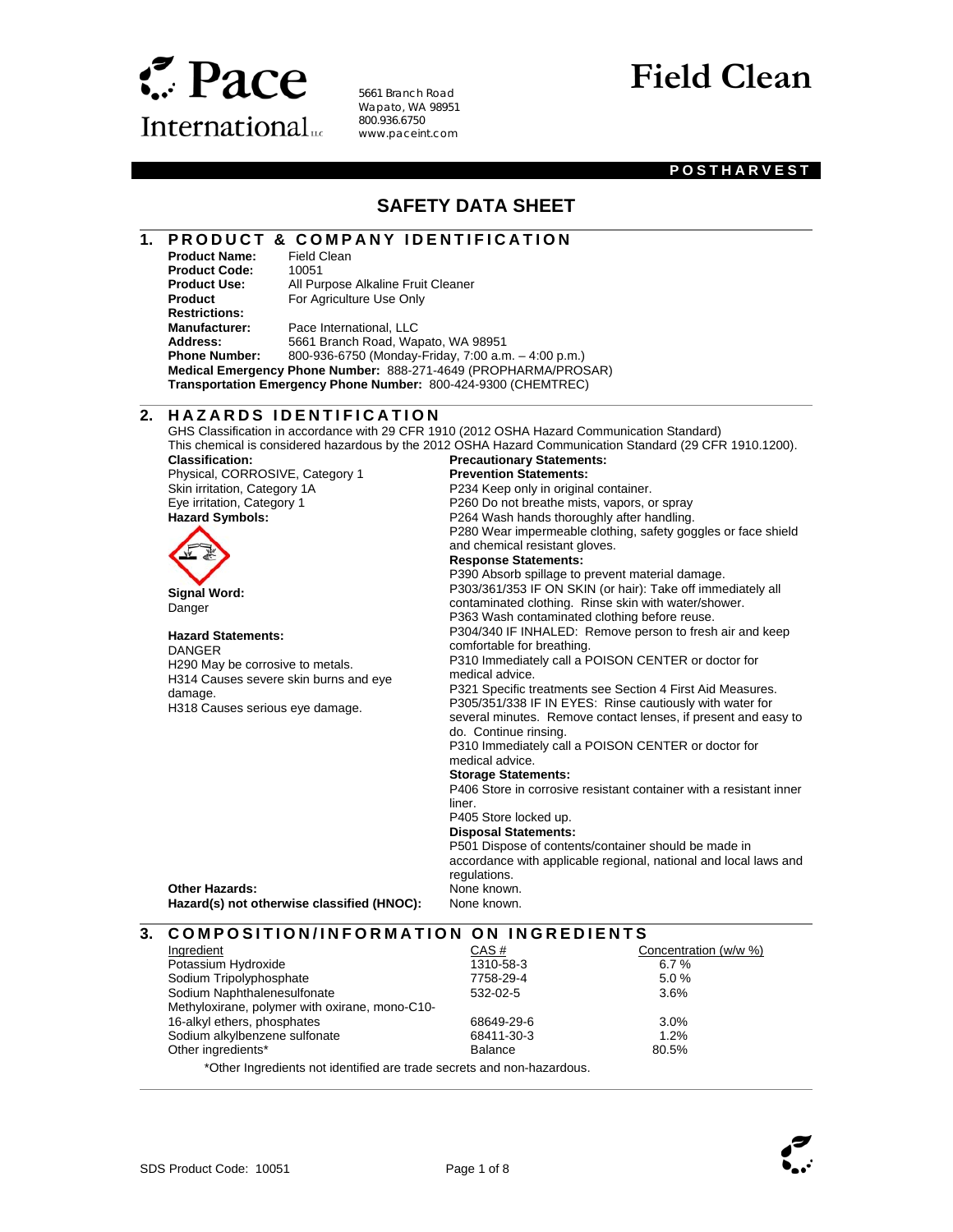# Pace International LLC

5661 Branch Road
Wapato, WA 98951
800.936.6750
www.paceint.com

# Field Clean

**POSTHARVEST**

## SAFETY DATA SHEET

## 1. PRODUCT & COMPANY IDENTIFICATION

**Product Name:** Field Clean
**Product Code:** 10051
**Product Use:** All Purpose Alkaline Fruit Cleaner
**Product Restrictions:** For Agriculture Use Only
**Manufacturer:** Pace International, LLC
**Address:** 5661 Branch Road, Wapato, WA 98951
**Phone Number:** 800-936-6750 (Monday-Friday, 7:00 a.m. – 4:00 p.m.)
**Medical Emergency Phone Number:** 888-271-4649 (PROPHARMA/PROSAR)
**Transportation Emergency Phone Number:** 800-424-9300 (CHEMTREC)

## 2. HAZARDS IDENTIFICATION

GHS Classification in accordance with 29 CFR 1910 (2012 OSHA Hazard Communication Standard)
This chemical is considered hazardous by the 2012 OSHA Hazard Communication Standard (29 CFR 1910.1200).

**Classification:**
Physical, CORROSIVE, Category 1
Skin irritation, Category 1A
Eye irritation, Category 1

**Hazard Symbols:**

**Signal Word:**
Danger

**Hazard Statements:**
DANGER
H290 May be corrosive to metals.
H314 Causes severe skin burns and eye damage.
H318 Causes serious eye damage.

**Precautionary Statements:**

**Prevention Statements:**
P234 Keep only in original container.
P260 Do not breathe mists, vapors, or spray
P264 Wash hands thoroughly after handling.
P280 Wear impermeable clothing, safety goggles or face shield and chemical resistant gloves.

**Response Statements:**
P390 Absorb spillage to prevent material damage.
P303/361/353 IF ON SKIN (or hair): Take off immediately all contaminated clothing. Rinse skin with water/shower.
P363 Wash contaminated clothing before reuse.
P304/340 IF INHALED: Remove person to fresh air and keep comfortable for breathing.
P310 Immediately call a POISON CENTER or doctor for medical advice.
P321 Specific treatments see Section 4 First Aid Measures.
P305/351/338 IF IN EYES: Rinse cautiously with water for several minutes. Remove contact lenses, if present and easy to do. Continue rinsing.
P310 Immediately call a POISON CENTER or doctor for medical advice.

**Storage Statements:**
P406 Store in corrosive resistant container with a resistant inner liner.
P405 Store locked up.

**Disposal Statements:**
P501 Dispose of contents/container should be made in accordance with applicable regional, national and local laws and regulations.

**Other Hazards:** None known.
**Hazard(s) not otherwise classified (HNOC):** None known.

## 3. COMPOSITION/INFORMATION ON INGREDIENTS

| Ingredient | CAS # | Concentration (w/w %) |
|---|---|---|
| Potassium Hydroxide | 1310-58-3 | 6.7 % |
| Sodium Tripolyphosphate | 7758-29-4 | 5.0 % |
| Sodium Naphthalenesulfonate | 532-02-5 | 3.6% |
| Methyloxirane, polymer with oxirane, mono-C10-16-alkyl ethers, phosphates | 68649-29-6 | 3.0% |
| Sodium alkylbenzene sulfonate | 68411-30-3 | 1.2% |
| Other ingredients* | Balance | 80.5% |

*Other Ingredients not identified are trade secrets and non-hazardous.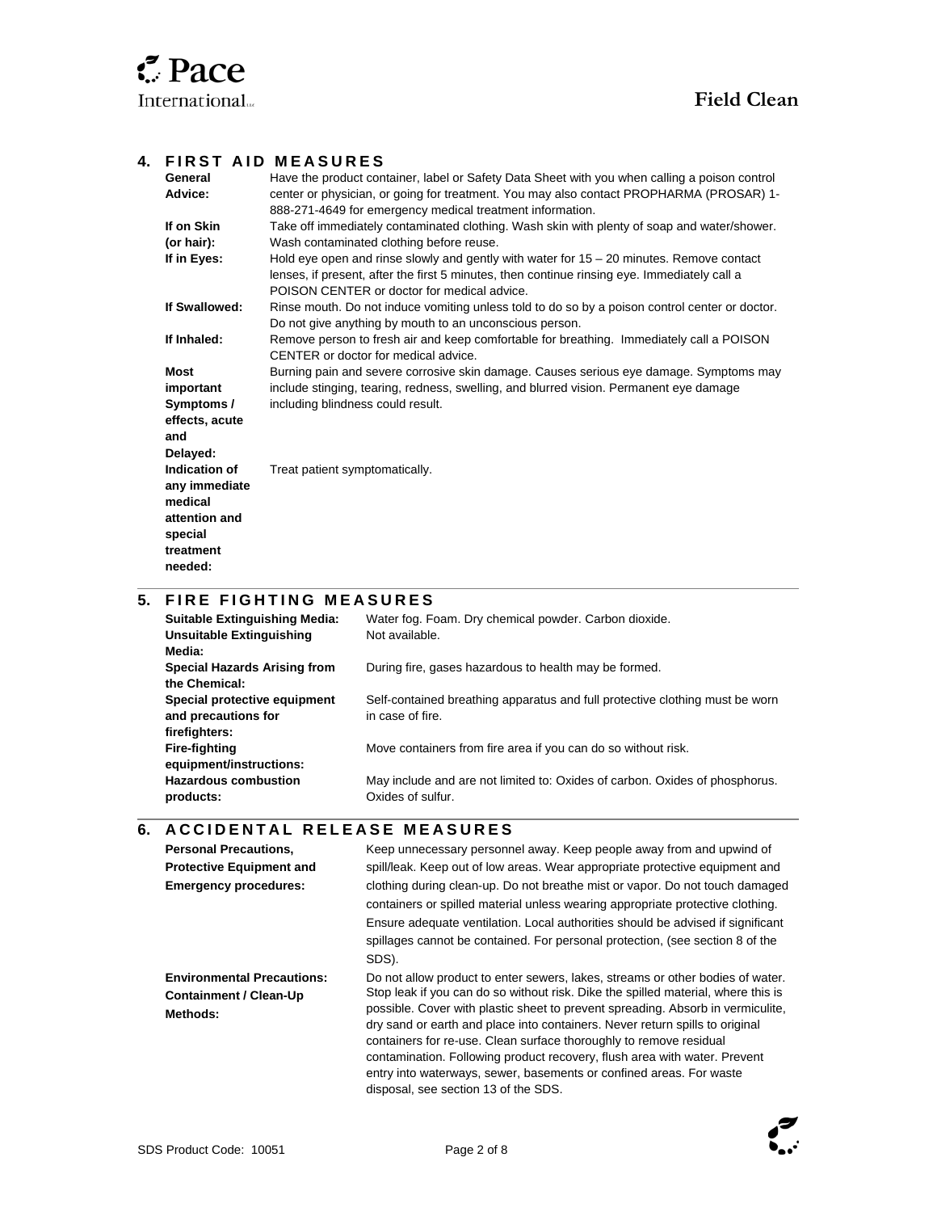## 4. FIRST AID MEASURES

| | |
|---|---|
| **General Advice:** | Have the product container, label or Safety Data Sheet with you when calling a poison control center or physician, or going for treatment. You may also contact PROPHARMA (PROSAR) 1-888-271-4649 for emergency medical treatment information. |
| **If on Skin (or hair):** | Take off immediately contaminated clothing. Wash skin with plenty of soap and water/shower. Wash contaminated clothing before reuse. |
| **If in Eyes:** | Hold eye open and rinse slowly and gently with water for 15 – 20 minutes. Remove contact lenses, if present, after the first 5 minutes, then continue rinsing eye. Immediately call a POISON CENTER or doctor for medical advice. |
| **If Swallowed:** | Rinse mouth. Do not induce vomiting unless told to do so by a poison control center or doctor. Do not give anything by mouth to an unconscious person. |
| **If Inhaled:** | Remove person to fresh air and keep comfortable for breathing. Immediately call a POISON CENTER or doctor for medical advice. |
| **Most important Symptoms / effects, acute and Delayed:** | Burning pain and severe corrosive skin damage. Causes serious eye damage. Symptoms may include stinging, tearing, redness, swelling, and blurred vision. Permanent eye damage including blindness could result. |
| **Indication of any immediate medical attention and special treatment needed:** | Treat patient symptomatically. |

## 5. FIRE FIGHTING MEASURES

| | |
|---|---|
| **Suitable Extinguishing Media:** | Water fog. Foam. Dry chemical powder. Carbon dioxide. |
| **Unsuitable Extinguishing Media:** | Not available. |
| **Special Hazards Arising from the Chemical:** | During fire, gases hazardous to health may be formed. |
| **Special protective equipment and precautions for firefighters:** | Self-contained breathing apparatus and full protective clothing must be worn in case of fire. |
| **Fire-fighting equipment/instructions:** | Move containers from fire area if you can do so without risk. |
| **Hazardous combustion products:** | May include and are not limited to: Oxides of carbon. Oxides of phosphorus. Oxides of sulfur. |

## 6. ACCIDENTAL RELEASE MEASURES

| | |
|---|---|
| **Personal Precautions, Protective Equipment and Emergency procedures:** | Keep unnecessary personnel away. Keep people away from and upwind of spill/leak. Keep out of low areas. Wear appropriate protective equipment and clothing during clean-up. Do not breathe mist or vapor. Do not touch damaged containers or spilled material unless wearing appropriate protective clothing. Ensure adequate ventilation. Local authorities should be advised if significant spillages cannot be contained. For personal protection, (see section 8 of the SDS). |
| **Environmental Precautions: Containment / Clean-Up Methods:** | Do not allow product to enter sewers, lakes, streams or other bodies of water. Stop leak if you can do so without risk. Dike the spilled material, where this is possible. Cover with plastic sheet to prevent spreading. Absorb in vermiculite, dry sand or earth and place into containers. Never return spills to original containers for re-use. Clean surface thoroughly to remove residual contamination. Following product recovery, flush area with water. Prevent entry into waterways, sewer, basements or confined areas. For waste disposal, see section 13 of the SDS. |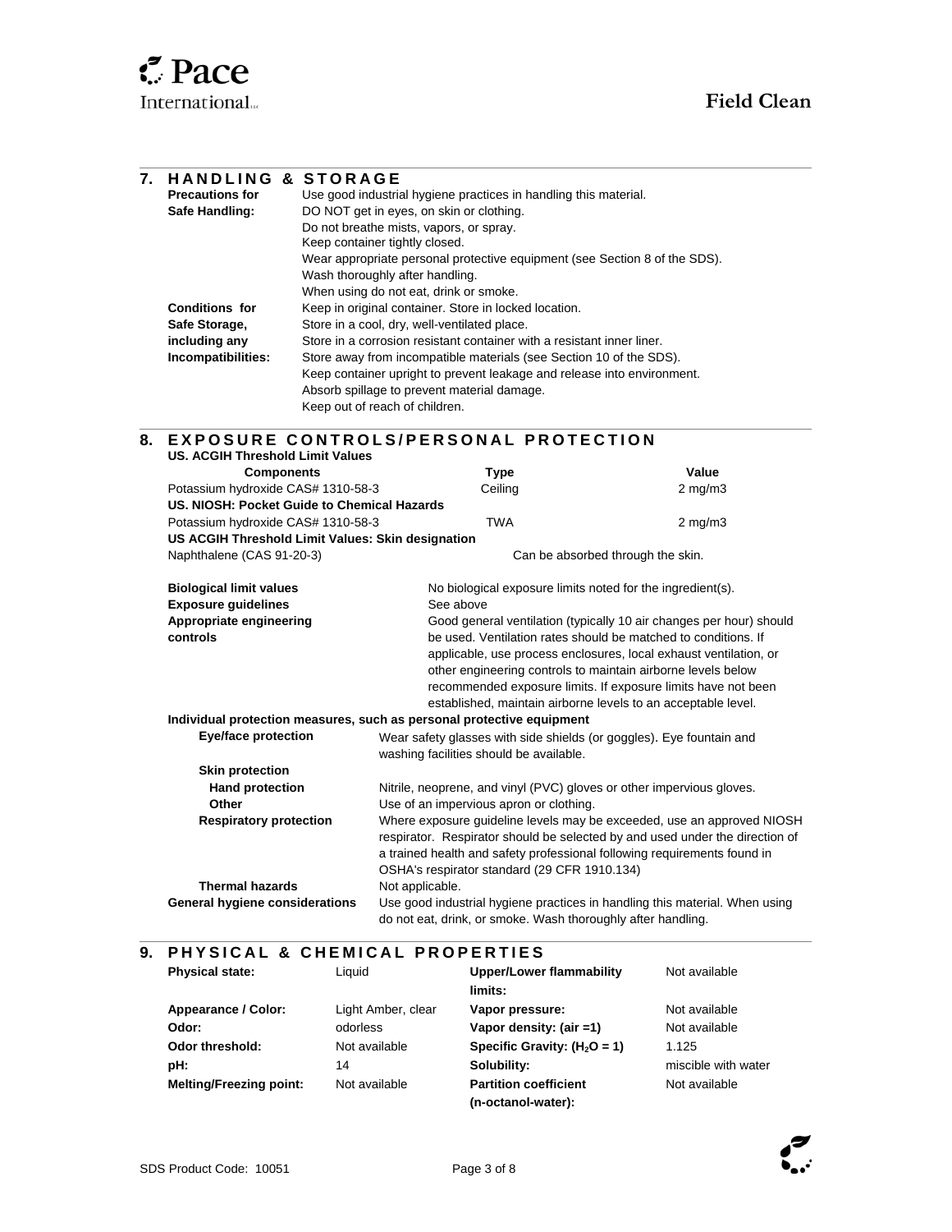## 7. HANDLING & STORAGE

**Precautions for Safe Handling:**
Use good industrial hygiene practices in handling this material.
DO NOT get in eyes, on skin or clothing.
Do not breathe mists, vapors, or spray.
Keep container tightly closed.
Wear appropriate personal protective equipment (see Section 8 of the SDS).
Wash thoroughly after handling.
When using do not eat, drink or smoke.

**Conditions for Safe Storage, including any Incompatibilities:**
Keep in original container. Store in locked location.
Store in a cool, dry, well-ventilated place.
Store in a corrosion resistant container with a resistant inner liner.
Store away from incompatible materials (see Section 10 of the SDS).
Keep container upright to prevent leakage and release into environment.
Absorb spillage to prevent material damage.
Keep out of reach of children.

## 8. EXPOSURE CONTROLS/PERSONAL PROTECTION

**US. ACGIH Threshold Limit Values**

| Components | Type | Value |
|---|---|---|
| Potassium hydroxide CAS# 1310-58-3 | Ceiling | 2 mg/m3 |
| **US. NIOSH: Pocket Guide to Chemical Hazards** | | |
| Potassium hydroxide CAS# 1310-58-3 | TWA | 2 mg/m3 |
| **US ACGIH Threshold Limit Values: Skin designation** | | |
| Naphthalene (CAS 91-20-3) | Can be absorbed through the skin. | |

**Biological limit values:** No biological exposure limits noted for the ingredient(s).

**Exposure guidelines:** See above

**Appropriate engineering controls:** Good general ventilation (typically 10 air changes per hour) should be used. Ventilation rates should be matched to conditions. If applicable, use process enclosures, local exhaust ventilation, or other engineering controls to maintain airborne levels below recommended exposure limits. If exposure limits have not been established, maintain airborne levels to an acceptable level.

**Individual protection measures, such as personal protective equipment**

**Eye/face protection:** Wear safety glasses with side shields (or goggles). Eye fountain and washing facilities should be available.

**Skin protection**

**Hand protection:** Nitrile, neoprene, and vinyl (PVC) gloves or other impervious gloves.

**Other:** Use of an impervious apron or clothing.

**Respiratory protection:** Where exposure guideline levels may be exceeded, use an approved NIOSH respirator. Respirator should be selected by and used under the direction of a trained health and safety professional following requirements found in OSHA's respirator standard (29 CFR 1910.134)

**Thermal hazards:** Not applicable.

**General hygiene considerations:** Use good industrial hygiene practices in handling this material. When using do not eat, drink, or smoke. Wash thoroughly after handling.

## 9. PHYSICAL & CHEMICAL PROPERTIES

| | | | |
|---|---|---|---|
| **Physical state:** | Liquid | **Upper/Lower flammability limits:** | Not available |
| **Appearance / Color:** | Light Amber, clear | **Vapor pressure:** | Not available |
| **Odor:** | odorless | **Vapor density: (air =1)** | Not available |
| **Odor threshold:** | Not available | **Specific Gravity: ($H_2O$ = 1)** | 1.125 |
| **pH:** | 14 | **Solubility:** | miscible with water |
| **Melting/Freezing point:** | Not available | **Partition coefficient (n-octanol-water):** | Not available |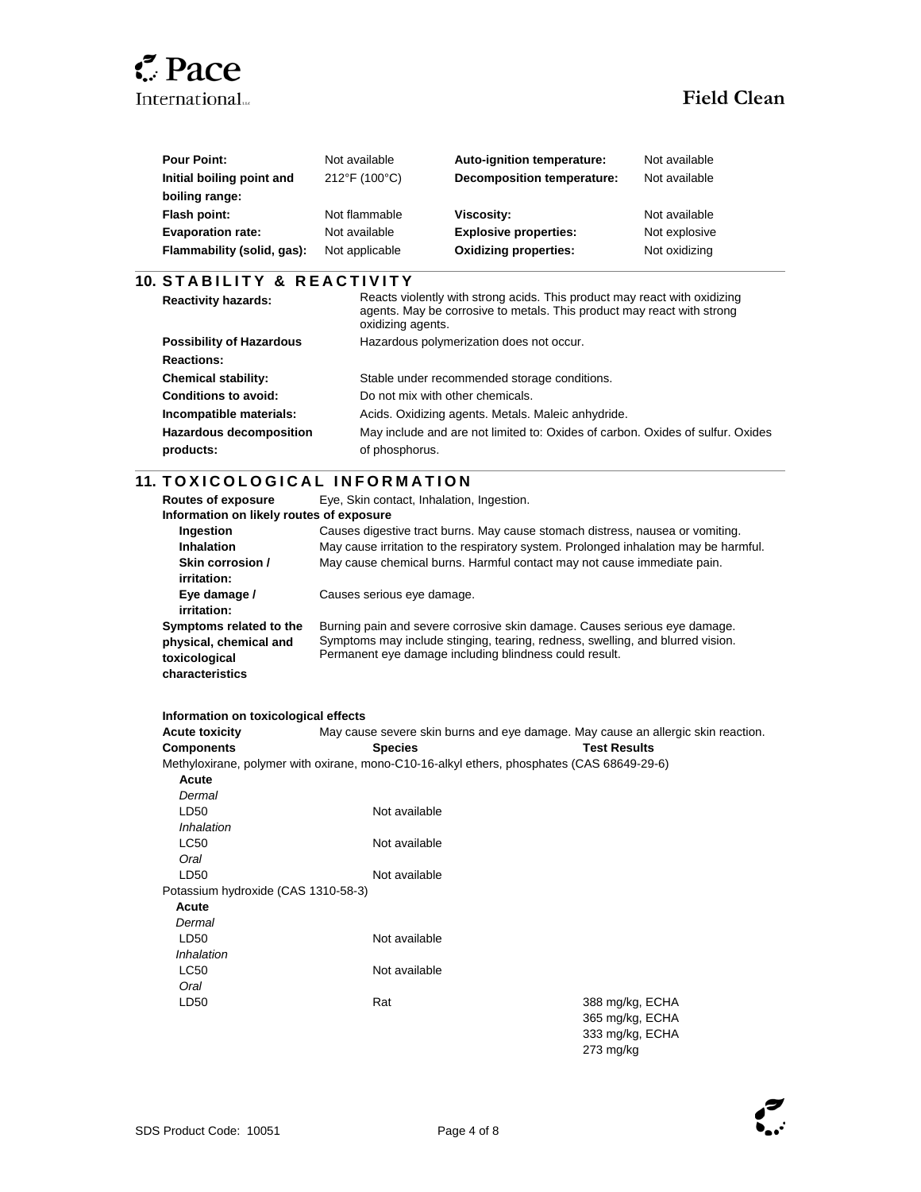| | | | |
|---|---|---|---|
| **Pour Point:** | Not available | **Auto-ignition temperature:** | Not available |
| **Initial boiling point and boiling range:** | 212°F (100°C) | **Decomposition temperature:** | Not available |
| **Flash point:** | Not flammable | **Viscosity:** | Not available |
| **Evaporation rate:** | Not available | **Explosive properties:** | Not explosive |
| **Flammability (solid, gas):** | Not applicable | **Oxidizing properties:** | Not oxidizing |

## 10. STABILITY & REACTIVITY

| | |
|---|---|
| **Reactivity hazards:** | Reacts violently with strong acids. This product may react with oxidizing agents. May be corrosive to metals. This product may react with strong oxidizing agents. |
| **Possibility of Hazardous Reactions:** | Hazardous polymerization does not occur. |
| **Chemical stability:** | Stable under recommended storage conditions. |
| **Conditions to avoid:** | Do not mix with other chemicals. |
| **Incompatible materials:** | Acids. Oxidizing agents. Metals. Maleic anhydride. |
| **Hazardous decomposition products:** | May include and are not limited to: Oxides of carbon. Oxides of sulfur. Oxides of phosphorus. |

## 11. TOXICOLOGICAL INFORMATION

**Routes of exposure** Eye, Skin contact, Inhalation, Ingestion.

**Information on likely routes of exposure**

| | |
|---|---|
| **Ingestion** | Causes digestive tract burns. May cause stomach distress, nausea or vomiting. |
| **Inhalation** | May cause irritation to the respiratory system. Prolonged inhalation may be harmful. |
| **Skin corrosion / irritation:** | May cause chemical burns. Harmful contact may not cause immediate pain. |
| **Eye damage / irritation:** | Causes serious eye damage. |
| **Symptoms related to the physical, chemical and toxicological characteristics** | Burning pain and severe corrosive skin damage. Causes serious eye damage. Symptoms may include stinging, tearing, redness, swelling, and blurred vision. Permanent eye damage including blindness could result. |

**Information on toxicological effects**

**Acute toxicity** May cause severe skin burns and eye damage. May cause an allergic skin reaction.

| **Components** | **Species** | **Test Results** |
|---|---|---|
| Methyloxirane, polymer with oxirane, mono-C10-16-alkyl ethers, phosphates (CAS 68649-29-6) | | |
| **Acute** | | |
| *Dermal* | | |
| LD50 | Not available | |
| *Inhalation* | | |
| LC50 | Not available | |
| *Oral* | | |
| LD50 | Not available | |
| Potassium hydroxide (CAS 1310-58-3) | | |
| **Acute** | | |
| *Dermal* | | |
| LD50 | Not available | |
| *Inhalation* | | |
| LC50 | Not available | |
| *Oral* | | |
| LD50 | Rat | 388 mg/kg, ECHA<br>365 mg/kg, ECHA<br>333 mg/kg, ECHA<br>273 mg/kg |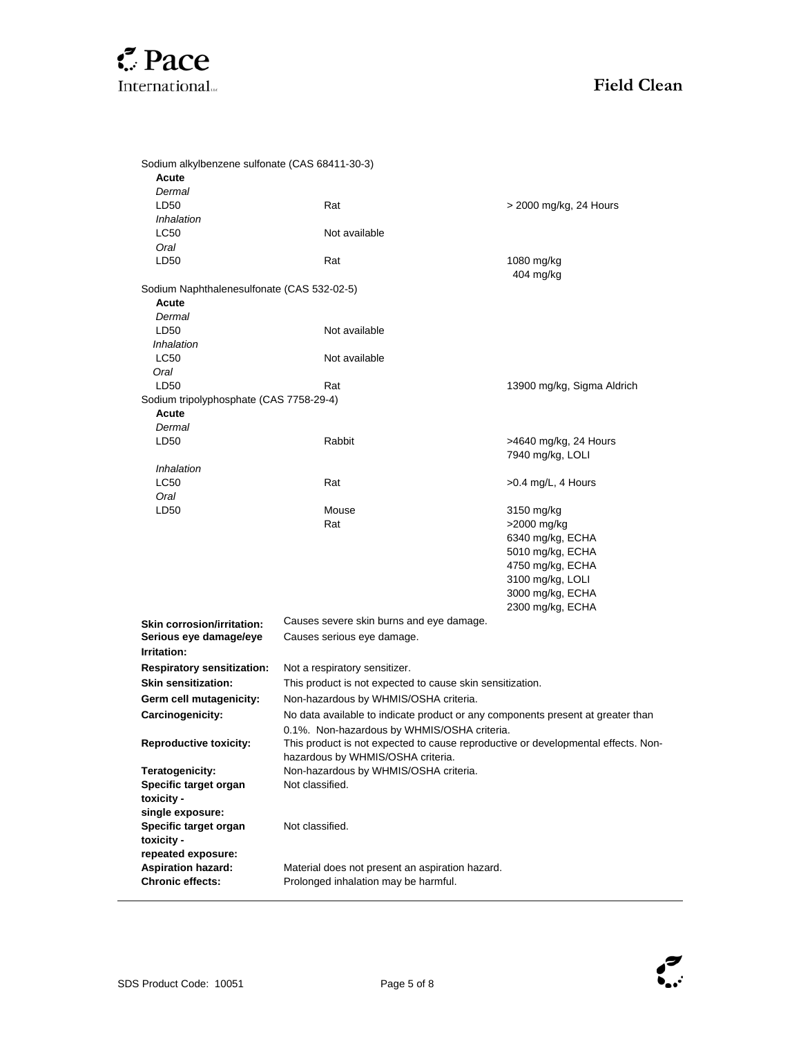Sodium alkylbenzene sulfonate (CAS 68411-30-3)

**Acute**

*Dermal*

| | | |
|---|---|---|
| LD50 | Rat | > 2000 mg/kg, 24 Hours |

*Inhalation*

| | | |
|---|---|---|
| LC50 | Not available | |

*Oral*

| | | |
|---|---|---|
| LD50 | Rat | 1080 mg/kg |
| | | 404 mg/kg |

Sodium Naphthalenesulfonate (CAS 532-02-5)

**Acute**

*Dermal*

| | | |
|---|---|---|
| LD50 | Not available | |

*Inhalation*

| | | |
|---|---|---|
| LC50 | Not available | |

*Oral*

| | | |
|---|---|---|
| LD50 | Rat | 13900 mg/kg, Sigma Aldrich |

Sodium tripolyphosphate (CAS 7758-29-4)

**Acute**

*Dermal*

| | | |
|---|---|---|
| LD50 | Rabbit | >4640 mg/kg, 24 Hours |
| | | 7940 mg/kg, LOLI |

*Inhalation*

| | | |
|---|---|---|
| LC50 | Rat | >0.4 mg/L, 4 Hours |

*Oral*

| | | |
|---|---|---|
| LD50 | Mouse | 3150 mg/kg |
| | Rat | >2000 mg/kg |
| | | 6340 mg/kg, ECHA |
| | | 5010 mg/kg, ECHA |
| | | 4750 mg/kg, ECHA |
| | | 3100 mg/kg, LOLI |
| | | 3000 mg/kg, ECHA |
| | | 2300 mg/kg, ECHA |

**Skin corrosion/irritation:** Causes severe skin burns and eye damage.

**Serious eye damage/eye Irritation:** Causes serious eye damage.

**Respiratory sensitization:** Not a respiratory sensitizer.

**Skin sensitization:** This product is not expected to cause skin sensitization.

**Germ cell mutagenicity:** Non-hazardous by WHMIS/OSHA criteria.

**Carcinogenicity:** No data available to indicate product or any components present at greater than 0.1%. Non-hazardous by WHMIS/OSHA criteria.

**Reproductive toxicity:** This product is not expected to cause reproductive or developmental effects. Non-hazardous by WHMIS/OSHA criteria.

**Teratogenicity:** Non-hazardous by WHMIS/OSHA criteria.

**Specific target organ toxicity - single exposure:** Not classified.

**Specific target organ toxicity - repeated exposure:** Not classified.

**Aspiration hazard:** Material does not present an aspiration hazard.

**Chronic effects:** Prolonged inhalation may be harmful.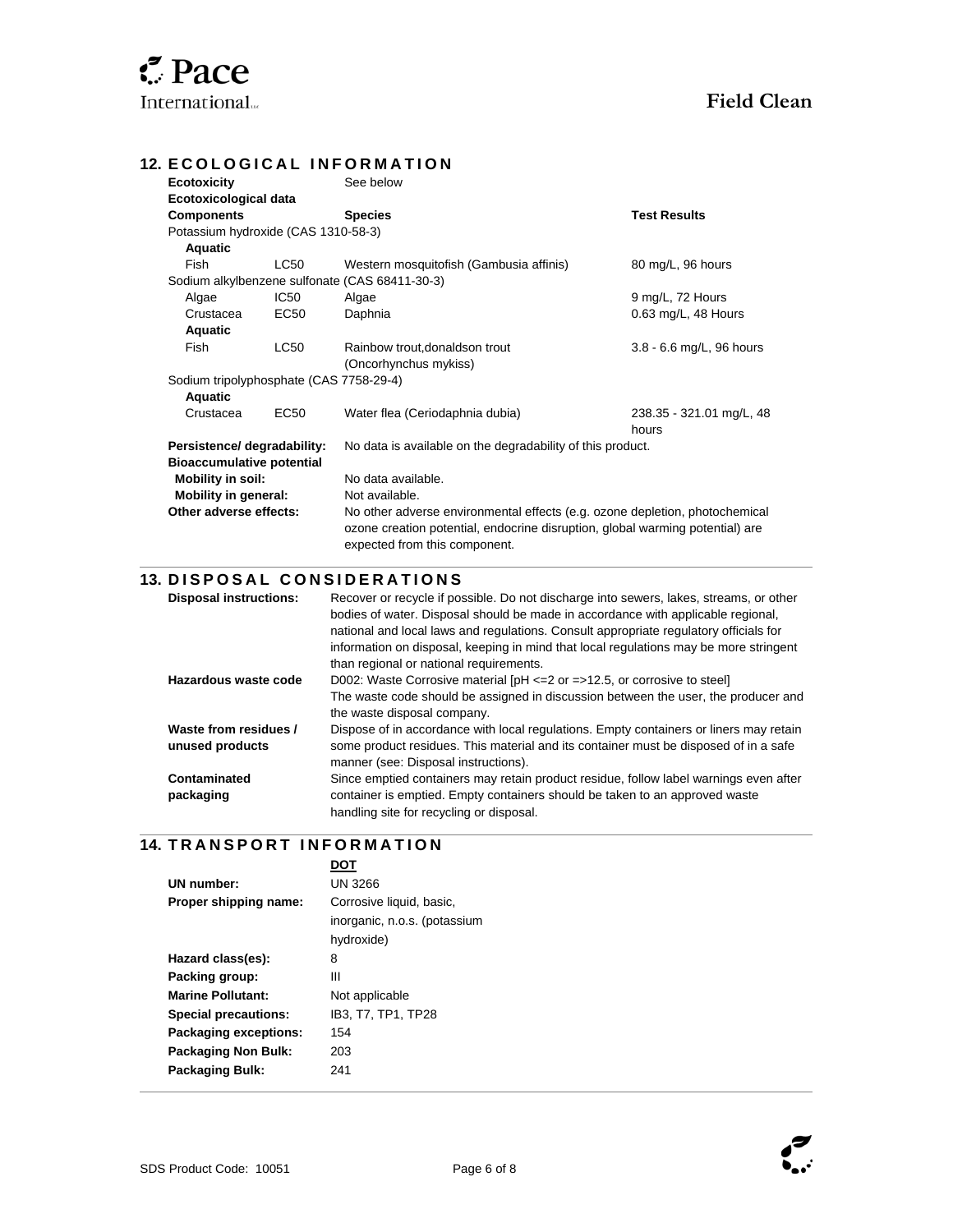## 12. ECOLOGICAL INFORMATION

**Ecotoxicity** See below

**Ecotoxicological data**

| **Components** | | **Species** | **Test Results** |
|---|---|---|---|
| Potassium hydroxide (CAS 1310-58-3) | | | |
| **Aquatic** | | | |
| Fish | LC50 | Western mosquitofish (Gambusia affinis) | 80 mg/L, 96 hours |
| Sodium alkylbenzene sulfonate (CAS 68411-30-3) | | | |
| Algae | IC50 | Algae | 9 mg/L, 72 Hours |
| Crustacea | EC50 | Daphnia | 0.63 mg/L, 48 Hours |
| **Aquatic** | | | |
| Fish | LC50 | Rainbow trout,donaldson trout (Oncorhynchus mykiss) | 3.8 - 6.6 mg/L, 96 hours |
| Sodium tripolyphosphate (CAS 7758-29-4) | | | |
| **Aquatic** | | | |
| Crustacea | EC50 | Water flea (Ceriodaphnia dubia) | 238.35 - 321.01 mg/L, 48 hours |

**Persistence/ degradability:** No data is available on the degradability of this product.

**Bioaccumulative potential**

**Mobility in soil:** No data available.

**Mobility in general:** Not available.

**Other adverse effects:** No other adverse environmental effects (e.g. ozone depletion, photochemical ozone creation potential, endocrine disruption, global warming potential) are expected from this component.

## 13. DISPOSAL CONSIDERATIONS

**Disposal instructions:** Recover or recycle if possible. Do not discharge into sewers, lakes, streams, or other bodies of water. Disposal should be made in accordance with applicable regional, national and local laws and regulations. Consult appropriate regulatory officials for information on disposal, keeping in mind that local regulations may be more stringent than regional or national requirements.

**Hazardous waste code** D002: Waste Corrosive material [pH <=2 or =>12.5, or corrosive to steel]
The waste code should be assigned in discussion between the user, the producer and the waste disposal company.

**Waste from residues / unused products** Dispose of in accordance with local regulations. Empty containers or liners may retain some product residues. This material and its container must be disposed of in a safe manner (see: Disposal instructions).

**Contaminated packaging** Since emptied containers may retain product residue, follow label warnings even after container is emptied. Empty containers should be taken to an approved waste handling site for recycling or disposal.

## 14. TRANSPORT INFORMATION

| | **DOT** |
|---|---|
| **UN number:** | UN 3266 |
| **Proper shipping name:** | Corrosive liquid, basic, inorganic, n.o.s. (potassium hydroxide) |
| **Hazard class(es):** | 8 |
| **Packing group:** | III |
| **Marine Pollutant:** | Not applicable |
| **Special precautions:** | IB3, T7, TP1, TP28 |
| **Packaging exceptions:** | 154 |
| **Packaging Non Bulk:** | 203 |
| **Packaging Bulk:** | 241 |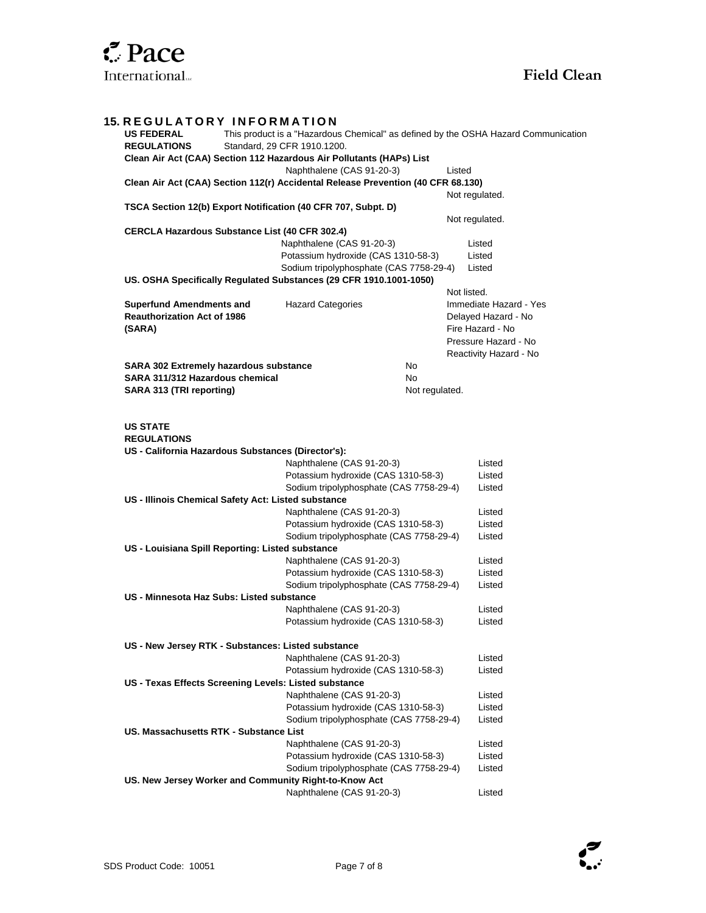## 15. REGULATORY INFORMATION

**US FEDERAL REGULATIONS** This product is a "Hazardous Chemical" as defined by the OSHA Hazard Communication Standard, 29 CFR 1910.1200.

**Clean Air Act (CAA) Section 112 Hazardous Air Pollutants (HAPs) List**

| | |
|---|---|
| Naphthalene (CAS 91-20-3) | Listed |

**Clean Air Act (CAA) Section 112(r) Accidental Release Prevention (40 CFR 68.130)**

Not regulated.

**TSCA Section 12(b) Export Notification (40 CFR 707, Subpt. D)**

Not regulated.

**CERCLA Hazardous Substance List (40 CFR 302.4)**

| | |
|---|---|
| Naphthalene (CAS 91-20-3) | Listed |
| Potassium hydroxide (CAS 1310-58-3) | Listed |
| Sodium tripolyphosphate (CAS 7758-29-4) | Listed |

**US. OSHA Specifically Regulated Substances (29 CFR 1910.1001-1050)**

Not listed.

| | | |
|---|---|---|
| **Superfund Amendments and Reauthorization Act of 1986 (SARA)** | Hazard Categories | Immediate Hazard - Yes |
| | | Delayed Hazard - No |
| | | Fire Hazard - No |
| | | Pressure Hazard - No |
| | | Reactivity Hazard - No |

| | |
|---|---|
| **SARA 302 Extremely hazardous substance** | No |
| **SARA 311/312 Hazardous chemical** | No |
| **SARA 313 (TRI reporting)** | Not regulated. |

**US STATE REGULATIONS**

**US - California Hazardous Substances (Director's):**

| | |
|---|---|
| Naphthalene (CAS 91-20-3) | Listed |
| Potassium hydroxide (CAS 1310-58-3) | Listed |
| Sodium tripolyphosphate (CAS 7758-29-4) | Listed |

**US - Illinois Chemical Safety Act: Listed substance**

| | |
|---|---|
| Naphthalene (CAS 91-20-3) | Listed |
| Potassium hydroxide (CAS 1310-58-3) | Listed |
| Sodium tripolyphosphate (CAS 7758-29-4) | Listed |

**US - Louisiana Spill Reporting: Listed substance**

| | |
|---|---|
| Naphthalene (CAS 91-20-3) | Listed |
| Potassium hydroxide (CAS 1310-58-3) | Listed |
| Sodium tripolyphosphate (CAS 7758-29-4) | Listed |

**US - Minnesota Haz Subs: Listed substance**

| | |
|---|---|
| Naphthalene (CAS 91-20-3) | Listed |
| Potassium hydroxide (CAS 1310-58-3) | Listed |

**US - New Jersey RTK - Substances: Listed substance**

| | |
|---|---|
| Naphthalene (CAS 91-20-3) | Listed |
| Potassium hydroxide (CAS 1310-58-3) | Listed |

**US - Texas Effects Screening Levels: Listed substance**

| | |
|---|---|
| Naphthalene (CAS 91-20-3) | Listed |
| Potassium hydroxide (CAS 1310-58-3) | Listed |
| Sodium tripolyphosphate (CAS 7758-29-4) | Listed |

**US. Massachusetts RTK - Substance List**

| | |
|---|---|
| Naphthalene (CAS 91-20-3) | Listed |
| Potassium hydroxide (CAS 1310-58-3) | Listed |
| Sodium tripolyphosphate (CAS 7758-29-4) | Listed |

**US. New Jersey Worker and Community Right-to-Know Act**

| | |
|---|---|
| Naphthalene (CAS 91-20-3) | Listed |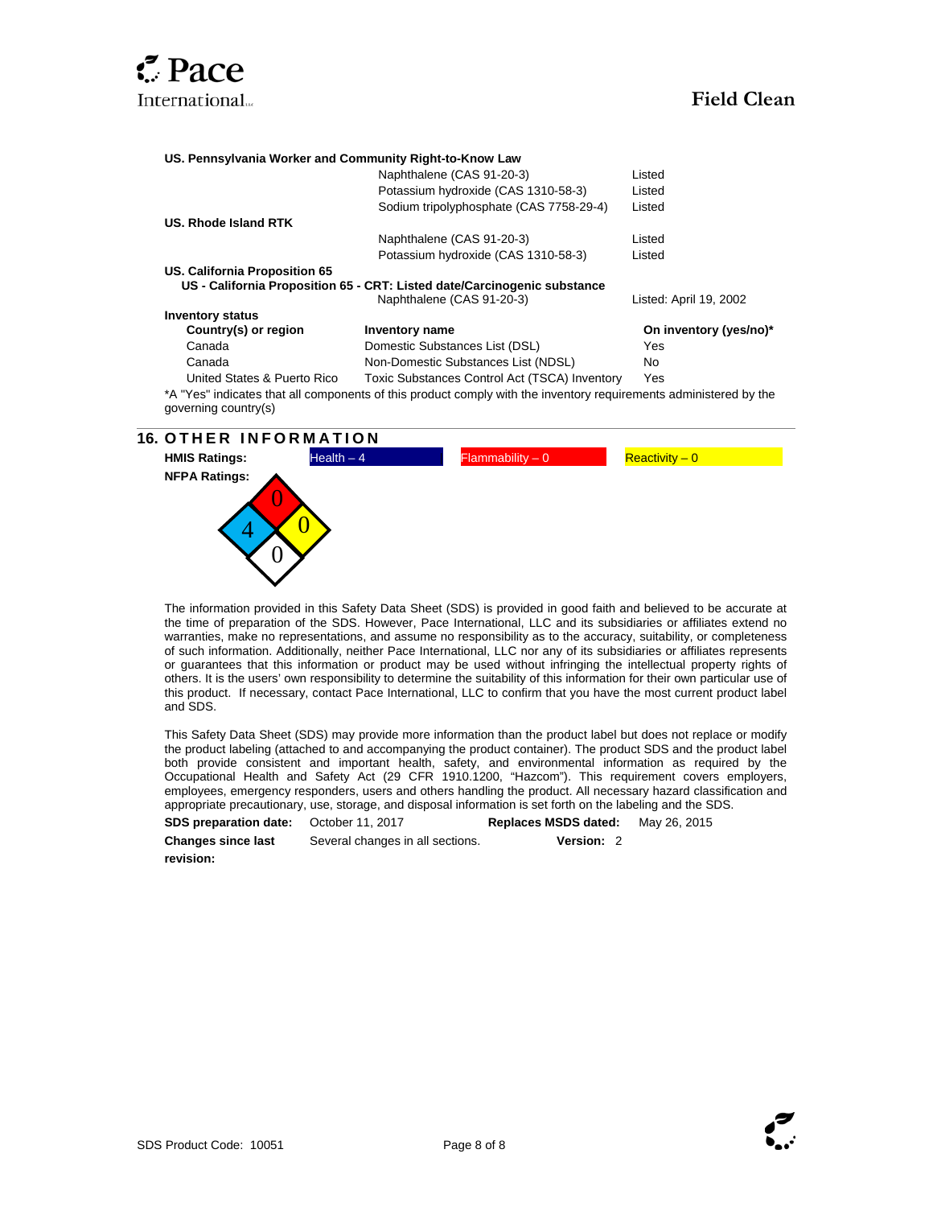**US. Pennsylvania Worker and Community Right-to-Know Law**

| | |
|---|---|
| Naphthalene (CAS 91-20-3) | Listed |
| Potassium hydroxide (CAS 1310-58-3) | Listed |
| Sodium tripolyphosphate (CAS 7758-29-4) | Listed |

**US. Rhode Island RTK**

| | |
|---|---|
| Naphthalene (CAS 91-20-3) | Listed |
| Potassium hydroxide (CAS 1310-58-3) | Listed |

**US. California Proposition 65**

**US - California Proposition 65 - CRT: Listed date/Carcinogenic substance**

| | |
|---|---|
| Naphthalene (CAS 91-20-3) | Listed: April 19, 2002 |

**Inventory status**

| Country(s) or region | Inventory name | On inventory (yes/no)* |
|---|---|---|
| Canada | Domestic Substances List (DSL) | Yes |
| Canada | Non-Domestic Substances List (NDSL) | No |
| United States & Puerto Rico | Toxic Substances Control Act (TSCA) Inventory | Yes |

*A "Yes" indicates that all components of this product comply with the inventory requirements administered by the governing country(s)

## 16. OTHER INFORMATION

**HMIS Ratings:** Health – 4 Flammability – 0 Reactivity – 0

**NFPA Ratings:**

0
4 0
0

The information provided in this Safety Data Sheet (SDS) is provided in good faith and believed to be accurate at the time of preparation of the SDS. However, Pace International, LLC and its subsidiaries or affiliates extend no warranties, make no representations, and assume no responsibility as to the accuracy, suitability, or completeness of such information. Additionally, neither Pace International, LLC nor any of its subsidiaries or affiliates represents or guarantees that this information or product may be used without infringing the intellectual property rights of others. It is the users' own responsibility to determine the suitability of this information for their own particular use of this product. If necessary, contact Pace International, LLC to confirm that you have the most current product label and SDS.

This Safety Data Sheet (SDS) may provide more information than the product label but does not replace or modify the product labeling (attached to and accompanying the product container). The product SDS and the product label both provide consistent and important health, safety, and environmental information as required by the Occupational Health and Safety Act (29 CFR 1910.1200, "Hazcom"). This requirement covers employers, employees, emergency responders, users and others handling the product. All necessary hazard classification and appropriate precautionary, use, storage, and disposal information is set forth on the labeling and the SDS.

**SDS preparation date:** October 11, 2017 **Replaces MSDS dated:** May 26, 2015

**Changes since last revision:** Several changes in all sections. **Version:** 2

SDS Product Code: 10051